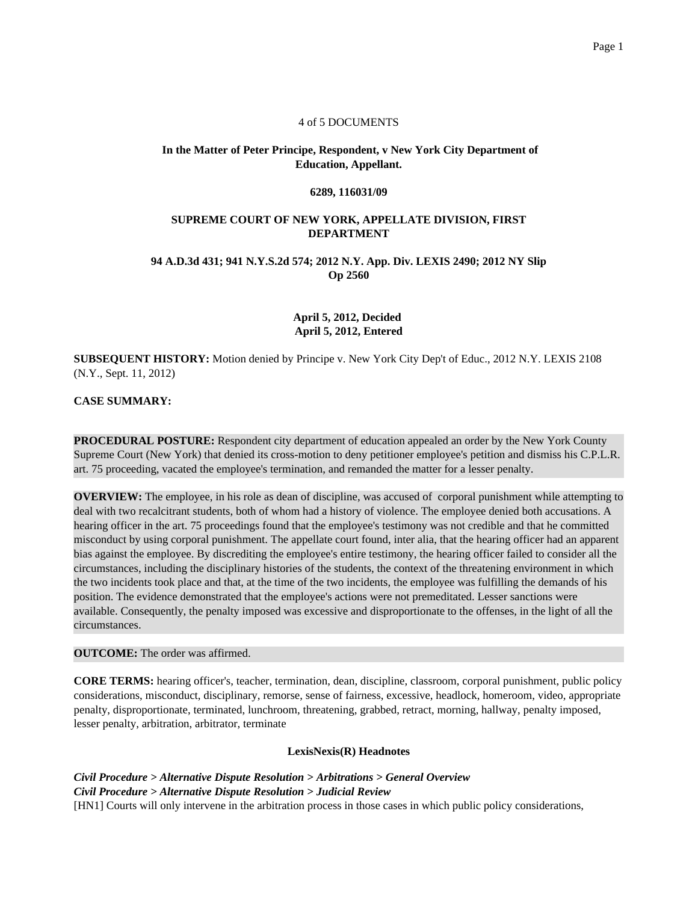4 of 5 DOCUMENTS

**In the Matter of Peter Principe, Respondent, v New York City Department of Education, Appellant.**

**6289, 116031/09**

**SUPREME COURT OF NEW YORK, APPELLATE DIVISION, FIRST DEPARTMENT**

**94 A.D.3d 431; 941 N.Y.S.2d 574; 2012 N.Y. App. Div. LEXIS 2490; 2012 NY Slip Op 2560**

**April 5, 2012, Decided**
**April 5, 2012, Entered**

**SUBSEQUENT HISTORY:** Motion denied by Principe v. New York City Dep't of Educ., 2012 N.Y. LEXIS 2108 (N.Y., Sept. 11, 2012)

**CASE SUMMARY:**

**PROCEDURAL POSTURE:** Respondent city department of education appealed an order by the New York County Supreme Court (New York) that denied its cross-motion to deny petitioner employee's petition and dismiss his C.P.L.R. art. 75 proceeding, vacated the employee's termination, and remanded the matter for a lesser penalty.

**OVERVIEW:** The employee, in his role as dean of discipline, was accused of corporal punishment while attempting to deal with two recalcitrant students, both of whom had a history of violence. The employee denied both accusations. A hearing officer in the art. 75 proceedings found that the employee's testimony was not credible and that he committed misconduct by using corporal punishment. The appellate court found, inter alia, that the hearing officer had an apparent bias against the employee. By discrediting the employee's entire testimony, the hearing officer failed to consider all the circumstances, including the disciplinary histories of the students, the context of the threatening environment in which the two incidents took place and that, at the time of the two incidents, the employee was fulfilling the demands of his position. The evidence demonstrated that the employee's actions were not premeditated. Lesser sanctions were available. Consequently, the penalty imposed was excessive and disproportionate to the offenses, in the light of all the circumstances.

**OUTCOME:** The order was affirmed.

**CORE TERMS:** hearing officer's, teacher, termination, dean, discipline, classroom, corporal punishment, public policy considerations, misconduct, disciplinary, remorse, sense of fairness, excessive, headlock, homeroom, video, appropriate penalty, disproportionate, terminated, lunchroom, threatening, grabbed, retract, morning, hallway, penalty imposed, lesser penalty, arbitration, arbitrator, terminate

**LexisNexis(R) Headnotes**

***Civil Procedure > Alternative Dispute Resolution > Arbitrations > General Overview***
***Civil Procedure > Alternative Dispute Resolution > Judicial Review***
[HN1] Courts will only intervene in the arbitration process in those cases in which public policy considerations,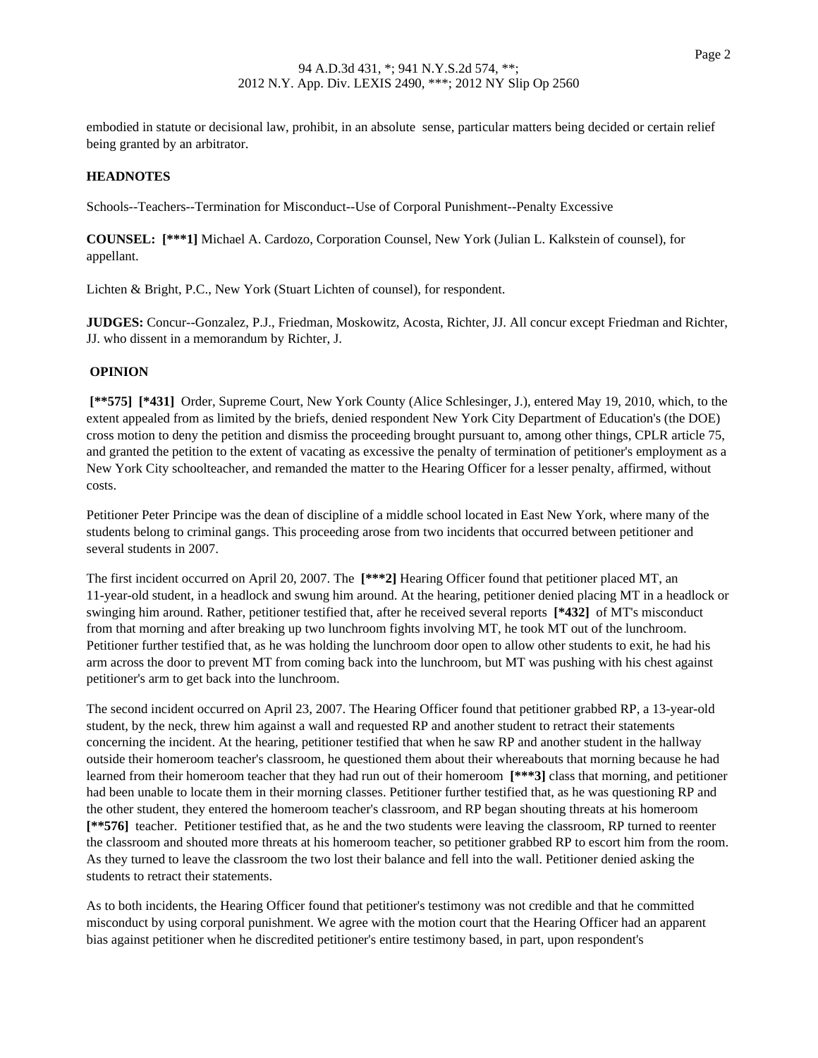embodied in statute or decisional law, prohibit, in an absolute sense, particular matters being decided or certain relief being granted by an arbitrator.

**HEADNOTES**

Schools--Teachers--Termination for Misconduct--Use of Corporal Punishment--Penalty Excessive

**COUNSEL:** **[***1]** Michael A. Cardozo, Corporation Counsel, New York (Julian L. Kalkstein of counsel), for appellant.

Lichten & Bright, P.C., New York (Stuart Lichten of counsel), for respondent.

**JUDGES:** Concur--Gonzalez, P.J., Friedman, Moskowitz, Acosta, Richter, JJ. All concur except Friedman and Richter, JJ. who dissent in a memorandum by Richter, J.

**OPINION**

**[**575]** **[*431]** Order, Supreme Court, New York County (Alice Schlesinger, J.), entered May 19, 2010, which, to the extent appealed from as limited by the briefs, denied respondent New York City Department of Education's (the DOE) cross motion to deny the petition and dismiss the proceeding brought pursuant to, among other things, CPLR article 75, and granted the petition to the extent of vacating as excessive the penalty of termination of petitioner's employment as a New York City schoolteacher, and remanded the matter to the Hearing Officer for a lesser penalty, affirmed, without costs.

Petitioner Peter Principe was the dean of discipline of a middle school located in East New York, where many of the students belong to criminal gangs. This proceeding arose from two incidents that occurred between petitioner and several students in 2007.

The first incident occurred on April 20, 2007. The **[***2]** Hearing Officer found that petitioner placed MT, an 11-year-old student, in a headlock and swung him around. At the hearing, petitioner denied placing MT in a headlock or swinging him around. Rather, petitioner testified that, after he received several reports **[*432]** of MT's misconduct from that morning and after breaking up two lunchroom fights involving MT, he took MT out of the lunchroom. Petitioner further testified that, as he was holding the lunchroom door open to allow other students to exit, he had his arm across the door to prevent MT from coming back into the lunchroom, but MT was pushing with his chest against petitioner's arm to get back into the lunchroom.

The second incident occurred on April 23, 2007. The Hearing Officer found that petitioner grabbed RP, a 13-year-old student, by the neck, threw him against a wall and requested RP and another student to retract their statements concerning the incident. At the hearing, petitioner testified that when he saw RP and another student in the hallway outside their homeroom teacher's classroom, he questioned them about their whereabouts that morning because he had learned from their homeroom teacher that they had run out of their homeroom **[***3]** class that morning, and petitioner had been unable to locate them in their morning classes. Petitioner further testified that, as he was questioning RP and the other student, they entered the homeroom teacher's classroom, and RP began shouting threats at his homeroom **[**576]** teacher. Petitioner testified that, as he and the two students were leaving the classroom, RP turned to reenter the classroom and shouted more threats at his homeroom teacher, so petitioner grabbed RP to escort him from the room. As they turned to leave the classroom the two lost their balance and fell into the wall. Petitioner denied asking the students to retract their statements.

As to both incidents, the Hearing Officer found that petitioner's testimony was not credible and that he committed misconduct by using corporal punishment. We agree with the motion court that the Hearing Officer had an apparent bias against petitioner when he discredited petitioner's entire testimony based, in part, upon respondent's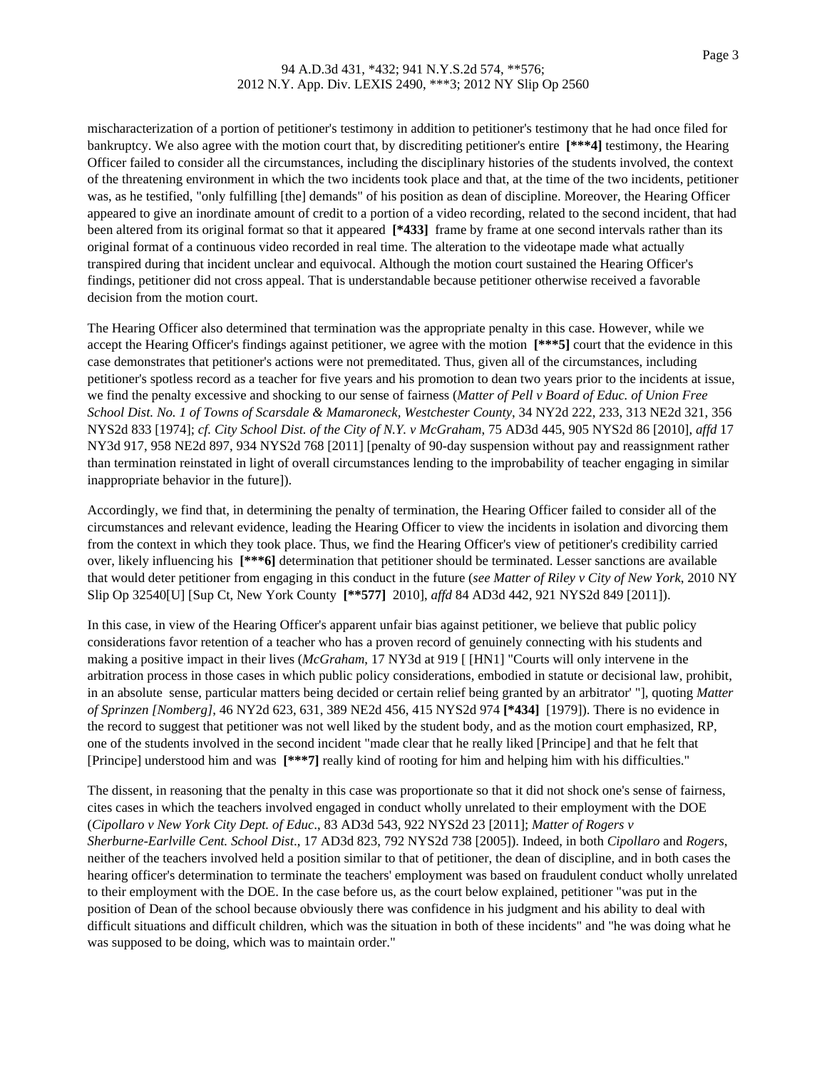mischaracterization of a portion of petitioner's testimony in addition to petitioner's testimony that he had once filed for bankruptcy. We also agree with the motion court that, by discrediting petitioner's entire **[***4]** testimony, the Hearing Officer failed to consider all the circumstances, including the disciplinary histories of the students involved, the context of the threatening environment in which the two incidents took place and that, at the time of the two incidents, petitioner was, as he testified, "only fulfilling [the] demands" of his position as dean of discipline. Moreover, the Hearing Officer appeared to give an inordinate amount of credit to a portion of a video recording, related to the second incident, that had been altered from its original format so that it appeared **[*433]** frame by frame at one second intervals rather than its original format of a continuous video recorded in real time. The alteration to the videotape made what actually transpired during that incident unclear and equivocal. Although the motion court sustained the Hearing Officer's findings, petitioner did not cross appeal. That is understandable because petitioner otherwise received a favorable decision from the motion court.

The Hearing Officer also determined that termination was the appropriate penalty in this case. However, while we accept the Hearing Officer's findings against petitioner, we agree with the motion **[***5]** court that the evidence in this case demonstrates that petitioner's actions were not premeditated. Thus, given all of the circumstances, including petitioner's spotless record as a teacher for five years and his promotion to dean two years prior to the incidents at issue, we find the penalty excessive and shocking to our sense of fairness (*Matter of Pell v Board of Educ. of Union Free School Dist. No. 1 of Towns of Scarsdale & Mamaroneck, Westchester County*, 34 NY2d 222, 233, 313 NE2d 321, 356 NYS2d 833 [1974]; *cf. City School Dist. of the City of N.Y. v McGraham*, 75 AD3d 445, 905 NYS2d 86 [2010], *affd* 17 NY3d 917, 958 NE2d 897, 934 NYS2d 768 [2011] [penalty of 90-day suspension without pay and reassignment rather than termination reinstated in light of overall circumstances lending to the improbability of teacher engaging in similar inappropriate behavior in the future]).

Accordingly, we find that, in determining the penalty of termination, the Hearing Officer failed to consider all of the circumstances and relevant evidence, leading the Hearing Officer to view the incidents in isolation and divorcing them from the context in which they took place. Thus, we find the Hearing Officer's view of petitioner's credibility carried over, likely influencing his **[***6]** determination that petitioner should be terminated. Lesser sanctions are available that would deter petitioner from engaging in this conduct in the future (*see Matter of Riley v City of New York*, 2010 NY Slip Op 32540[U] [Sup Ct, New York County **[**577]** 2010], *affd* 84 AD3d 442, 921 NYS2d 849 [2011]).

In this case, in view of the Hearing Officer's apparent unfair bias against petitioner, we believe that public policy considerations favor retention of a teacher who has a proven record of genuinely connecting with his students and making a positive impact in their lives (*McGraham*, 17 NY3d at 919 [ [HN1] "Courts will only intervene in the arbitration process in those cases in which public policy considerations, embodied in statute or decisional law, prohibit, in an absolute sense, particular matters being decided or certain relief being granted by an arbitrator' "], quoting *Matter of Sprinzen [Nomberg]*, 46 NY2d 623, 631, 389 NE2d 456, 415 NYS2d 974 **[*434]** [1979]). There is no evidence in the record to suggest that petitioner was not well liked by the student body, and as the motion court emphasized, RP, one of the students involved in the second incident "made clear that he really liked [Principe] and that he felt that [Principe] understood him and was **[***7]** really kind of rooting for him and helping him with his difficulties."

The dissent, in reasoning that the penalty in this case was proportionate so that it did not shock one's sense of fairness, cites cases in which the teachers involved engaged in conduct wholly unrelated to their employment with the DOE (*Cipollaro v New York City Dept. of Educ.*, 83 AD3d 543, 922 NYS2d 23 [2011]; *Matter of Rogers v Sherburne-Earlville Cent. School Dist.*, 17 AD3d 823, 792 NYS2d 738 [2005]). Indeed, in both *Cipollaro* and *Rogers*, neither of the teachers involved held a position similar to that of petitioner, the dean of discipline, and in both cases the hearing officer's determination to terminate the teachers' employment was based on fraudulent conduct wholly unrelated to their employment with the DOE. In the case before us, as the court below explained, petitioner "was put in the position of Dean of the school because obviously there was confidence in his judgment and his ability to deal with difficult situations and difficult children, which was the situation in both of these incidents" and "he was doing what he was supposed to be doing, which was to maintain order."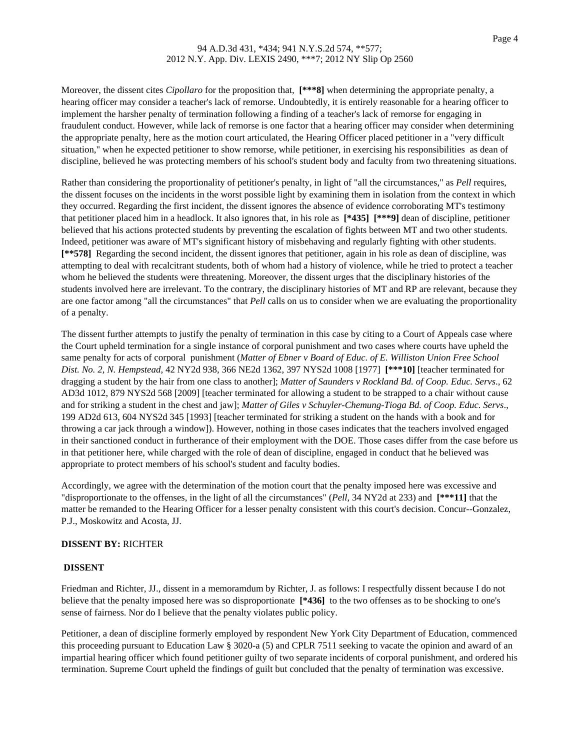Moreover, the dissent cites *Cipollaro* for the proposition that, **[***8]** when determining the appropriate penalty, a hearing officer may consider a teacher's lack of remorse. Undoubtedly, it is entirely reasonable for a hearing officer to implement the harsher penalty of termination following a finding of a teacher's lack of remorse for engaging in fraudulent conduct. However, while lack of remorse is one factor that a hearing officer may consider when determining the appropriate penalty, here as the motion court articulated, the Hearing Officer placed petitioner in a "very difficult situation," when he expected petitioner to show remorse, while petitioner, in exercising his responsibilities as dean of discipline, believed he was protecting members of his school's student body and faculty from two threatening situations.

Rather than considering the proportionality of petitioner's penalty, in light of "all the circumstances," as *Pell* requires, the dissent focuses on the incidents in the worst possible light by examining them in isolation from the context in which they occurred. Regarding the first incident, the dissent ignores the absence of evidence corroborating MT's testimony that petitioner placed him in a headlock. It also ignores that, in his role as **[*435]** **[***9]** dean of discipline, petitioner believed that his actions protected students by preventing the escalation of fights between MT and two other students. Indeed, petitioner was aware of MT's significant history of misbehaving and regularly fighting with other students. **[**578]** Regarding the second incident, the dissent ignores that petitioner, again in his role as dean of discipline, was attempting to deal with recalcitrant students, both of whom had a history of violence, while he tried to protect a teacher whom he believed the students were threatening. Moreover, the dissent urges that the disciplinary histories of the students involved here are irrelevant. To the contrary, the disciplinary histories of MT and RP are relevant, because they are one factor among "all the circumstances" that *Pell* calls on us to consider when we are evaluating the proportionality of a penalty.

The dissent further attempts to justify the penalty of termination in this case by citing to a Court of Appeals case where the Court upheld termination for a single instance of corporal punishment and two cases where courts have upheld the same penalty for acts of corporal punishment (*Matter of Ebner v Board of Educ. of E. Williston Union Free School Dist. No. 2, N. Hempstead*, 42 NY2d 938, 366 NE2d 1362, 397 NYS2d 1008 [1977] **[***10]** [teacher terminated for dragging a student by the hair from one class to another]; *Matter of Saunders v Rockland Bd. of Coop. Educ. Servs*., 62 AD3d 1012, 879 NYS2d 568 [2009] [teacher terminated for allowing a student to be strapped to a chair without cause and for striking a student in the chest and jaw]; *Matter of Giles v Schuyler-Chemung-Tioga Bd. of Coop. Educ. Servs*., 199 AD2d 613, 604 NYS2d 345 [1993] [teacher terminated for striking a student on the hands with a book and for throwing a car jack through a window]). However, nothing in those cases indicates that the teachers involved engaged in their sanctioned conduct in furtherance of their employment with the DOE. Those cases differ from the case before us in that petitioner here, while charged with the role of dean of discipline, engaged in conduct that he believed was appropriate to protect members of his school's student and faculty bodies.

Accordingly, we agree with the determination of the motion court that the penalty imposed here was excessive and "disproportionate to the offenses, in the light of all the circumstances" (*Pell*, 34 NY2d at 233) and **[***11]** that the matter be remanded to the Hearing Officer for a lesser penalty consistent with this court's decision. Concur--Gonzalez, P.J., Moskowitz and Acosta, JJ.

**DISSENT BY:** RICHTER

**DISSENT**

Friedman and Richter, JJ., dissent in a memoramdum by Richter, J. as follows: I respectfully dissent because I do not believe that the penalty imposed here was so disproportionate **[*436]** to the two offenses as to be shocking to one's sense of fairness. Nor do I believe that the penalty violates public policy.

Petitioner, a dean of discipline formerly employed by respondent New York City Department of Education, commenced this proceeding pursuant to Education Law § 3020-a (5) and CPLR 7511 seeking to vacate the opinion and award of an impartial hearing officer which found petitioner guilty of two separate incidents of corporal punishment, and ordered his termination. Supreme Court upheld the findings of guilt but concluded that the penalty of termination was excessive.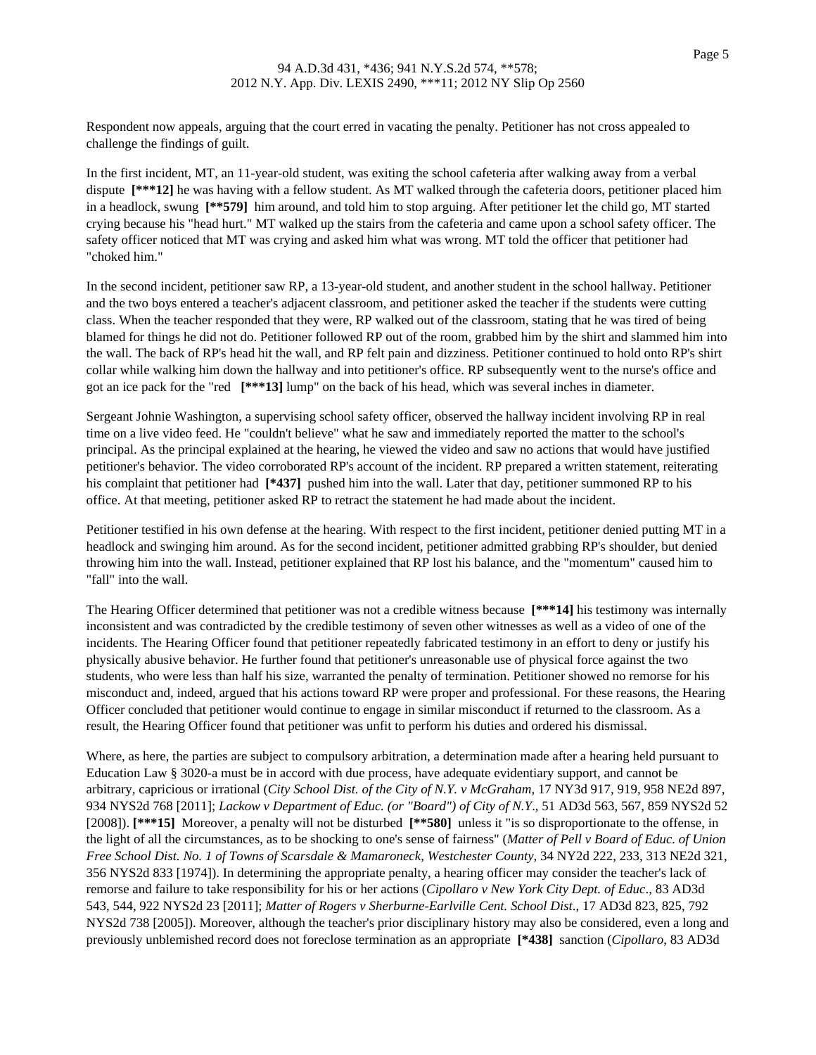Respondent now appeals, arguing that the court erred in vacating the penalty. Petitioner has not cross appealed to challenge the findings of guilt.

In the first incident, MT, an 11-year-old student, was exiting the school cafeteria after walking away from a verbal dispute **[***12]** he was having with a fellow student. As MT walked through the cafeteria doors, petitioner placed him in a headlock, swung **[**579]** him around, and told him to stop arguing. After petitioner let the child go, MT started crying because his "head hurt." MT walked up the stairs from the cafeteria and came upon a school safety officer. The safety officer noticed that MT was crying and asked him what was wrong. MT told the officer that petitioner had "choked him."

In the second incident, petitioner saw RP, a 13-year-old student, and another student in the school hallway. Petitioner and the two boys entered a teacher's adjacent classroom, and petitioner asked the teacher if the students were cutting class. When the teacher responded that they were, RP walked out of the classroom, stating that he was tired of being blamed for things he did not do. Petitioner followed RP out of the room, grabbed him by the shirt and slammed him into the wall. The back of RP's head hit the wall, and RP felt pain and dizziness. Petitioner continued to hold onto RP's shirt collar while walking him down the hallway and into petitioner's office. RP subsequently went to the nurse's office and got an ice pack for the "red **[***13]** lump" on the back of his head, which was several inches in diameter.

Sergeant Johnie Washington, a supervising school safety officer, observed the hallway incident involving RP in real time on a live video feed. He "couldn't believe" what he saw and immediately reported the matter to the school's principal. As the principal explained at the hearing, he viewed the video and saw no actions that would have justified petitioner's behavior. The video corroborated RP's account of the incident. RP prepared a written statement, reiterating his complaint that petitioner had **[*437]** pushed him into the wall. Later that day, petitioner summoned RP to his office. At that meeting, petitioner asked RP to retract the statement he had made about the incident.

Petitioner testified in his own defense at the hearing. With respect to the first incident, petitioner denied putting MT in a headlock and swinging him around. As for the second incident, petitioner admitted grabbing RP's shoulder, but denied throwing him into the wall. Instead, petitioner explained that RP lost his balance, and the "momentum" caused him to "fall" into the wall.

The Hearing Officer determined that petitioner was not a credible witness because **[***14]** his testimony was internally inconsistent and was contradicted by the credible testimony of seven other witnesses as well as a video of one of the incidents. The Hearing Officer found that petitioner repeatedly fabricated testimony in an effort to deny or justify his physically abusive behavior. He further found that petitioner's unreasonable use of physical force against the two students, who were less than half his size, warranted the penalty of termination. Petitioner showed no remorse for his misconduct and, indeed, argued that his actions toward RP were proper and professional. For these reasons, the Hearing Officer concluded that petitioner would continue to engage in similar misconduct if returned to the classroom. As a result, the Hearing Officer found that petitioner was unfit to perform his duties and ordered his dismissal.

Where, as here, the parties are subject to compulsory arbitration, a determination made after a hearing held pursuant to Education Law § 3020-a must be in accord with due process, have adequate evidentiary support, and cannot be arbitrary, capricious or irrational (*City School Dist. of the City of N.Y. v McGraham*, 17 NY3d 917, 919, 958 NE2d 897, 934 NYS2d 768 [2011]; *Lackow v Department of Educ. (or "Board") of City of N.Y.*, 51 AD3d 563, 567, 859 NYS2d 52 [2008]). **[***15]** Moreover, a penalty will not be disturbed **[**580]** unless it "is so disproportionate to the offense, in the light of all the circumstances, as to be shocking to one's sense of fairness" (*Matter of Pell v Board of Educ. of Union Free School Dist. No. 1 of Towns of Scarsdale & Mamaroneck, Westchester County*, 34 NY2d 222, 233, 313 NE2d 321, 356 NYS2d 833 [1974]). In determining the appropriate penalty, a hearing officer may consider the teacher's lack of remorse and failure to take responsibility for his or her actions (*Cipollaro v New York City Dept. of Educ*., 83 AD3d 543, 544, 922 NYS2d 23 [2011]; *Matter of Rogers v Sherburne-Earlville Cent. School Dist*., 17 AD3d 823, 825, 792 NYS2d 738 [2005]). Moreover, although the teacher's prior disciplinary history may also be considered, even a long and previously unblemished record does not foreclose termination as an appropriate **[*438]** sanction (*Cipollaro*, 83 AD3d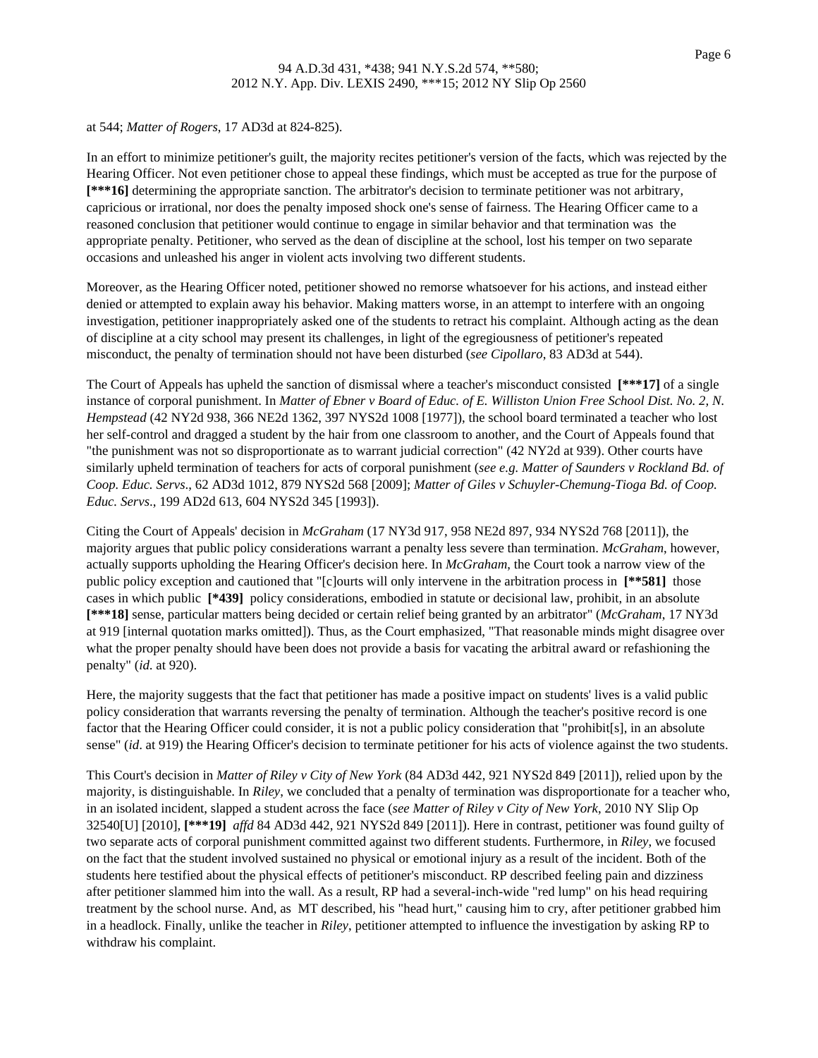at 544; *Matter of Rogers*, 17 AD3d at 824-825).

In an effort to minimize petitioner's guilt, the majority recites petitioner's version of the facts, which was rejected by the Hearing Officer. Not even petitioner chose to appeal these findings, which must be accepted as true for the purpose of **[***16]** determining the appropriate sanction. The arbitrator's decision to terminate petitioner was not arbitrary, capricious or irrational, nor does the penalty imposed shock one's sense of fairness. The Hearing Officer came to a reasoned conclusion that petitioner would continue to engage in similar behavior and that termination was the appropriate penalty. Petitioner, who served as the dean of discipline at the school, lost his temper on two separate occasions and unleashed his anger in violent acts involving two different students.

Moreover, as the Hearing Officer noted, petitioner showed no remorse whatsoever for his actions, and instead either denied or attempted to explain away his behavior. Making matters worse, in an attempt to interfere with an ongoing investigation, petitioner inappropriately asked one of the students to retract his complaint. Although acting as the dean of discipline at a city school may present its challenges, in light of the egregiousness of petitioner's repeated misconduct, the penalty of termination should not have been disturbed (*see Cipollaro*, 83 AD3d at 544).

The Court of Appeals has upheld the sanction of dismissal where a teacher's misconduct consisted **[***17]** of a single instance of corporal punishment. In *Matter of Ebner v Board of Educ. of E. Williston Union Free School Dist. No. 2, N. Hempstead* (42 NY2d 938, 366 NE2d 1362, 397 NYS2d 1008 [1977]), the school board terminated a teacher who lost her self-control and dragged a student by the hair from one classroom to another, and the Court of Appeals found that "the punishment was not so disproportionate as to warrant judicial correction" (42 NY2d at 939). Other courts have similarly upheld termination of teachers for acts of corporal punishment (*see e.g. Matter of Saunders v Rockland Bd. of Coop. Educ. Servs.*, 62 AD3d 1012, 879 NYS2d 568 [2009]; *Matter of Giles v Schuyler-Chemung-Tioga Bd. of Coop. Educ. Servs.*, 199 AD2d 613, 604 NYS2d 345 [1993]).

Citing the Court of Appeals' decision in *McGraham* (17 NY3d 917, 958 NE2d 897, 934 NYS2d 768 [2011]), the majority argues that public policy considerations warrant a penalty less severe than termination. *McGraham*, however, actually supports upholding the Hearing Officer's decision here. In *McGraham*, the Court took a narrow view of the public policy exception and cautioned that "[c]ourts will only intervene in the arbitration process in **[**581]** those cases in which public **[*439]** policy considerations, embodied in statute or decisional law, prohibit, in an absolute **[***18]** sense, particular matters being decided or certain relief being granted by an arbitrator" (*McGraham*, 17 NY3d at 919 [internal quotation marks omitted]). Thus, as the Court emphasized, "That reasonable minds might disagree over what the proper penalty should have been does not provide a basis for vacating the arbitral award or refashioning the penalty" (*id.* at 920).

Here, the majority suggests that the fact that petitioner has made a positive impact on students' lives is a valid public policy consideration that warrants reversing the penalty of termination. Although the teacher's positive record is one factor that the Hearing Officer could consider, it is not a public policy consideration that "prohibit[s], in an absolute sense" (*id.* at 919) the Hearing Officer's decision to terminate petitioner for his acts of violence against the two students.

This Court's decision in *Matter of Riley v City of New York* (84 AD3d 442, 921 NYS2d 849 [2011]), relied upon by the majority, is distinguishable. In *Riley*, we concluded that a penalty of termination was disproportionate for a teacher who, in an isolated incident, slapped a student across the face (*see Matter of Riley v City of New York*, 2010 NY Slip Op 32540[U] [2010], **[***19]** *affd* 84 AD3d 442, 921 NYS2d 849 [2011]). Here in contrast, petitioner was found guilty of two separate acts of corporal punishment committed against two different students. Furthermore, in *Riley*, we focused on the fact that the student involved sustained no physical or emotional injury as a result of the incident. Both of the students here testified about the physical effects of petitioner's misconduct. RP described feeling pain and dizziness after petitioner slammed him into the wall. As a result, RP had a several-inch-wide "red lump" on his head requiring treatment by the school nurse. And, as MT described, his "head hurt," causing him to cry, after petitioner grabbed him in a headlock. Finally, unlike the teacher in *Riley*, petitioner attempted to influence the investigation by asking RP to withdraw his complaint.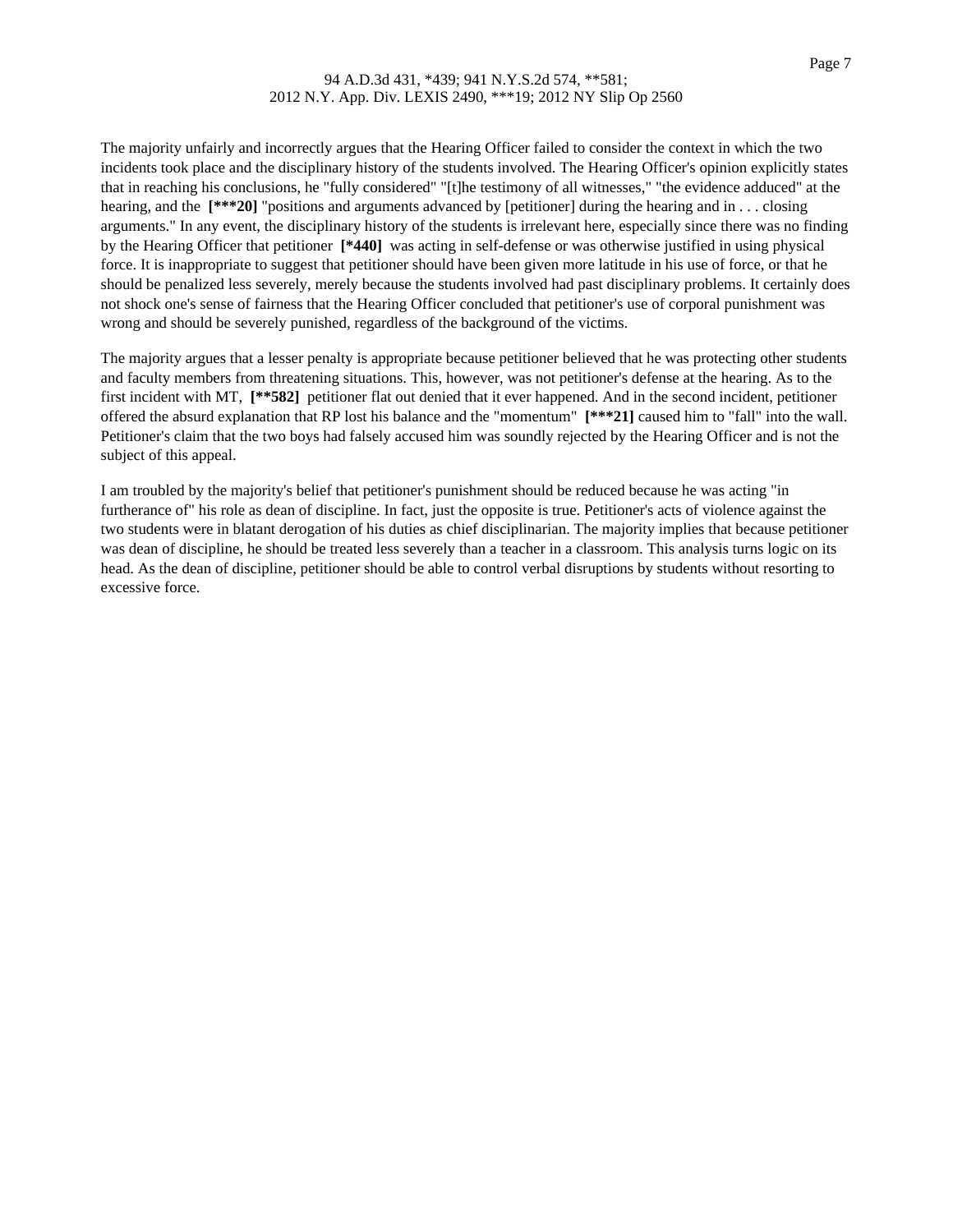The majority unfairly and incorrectly argues that the Hearing Officer failed to consider the context in which the two incidents took place and the disciplinary history of the students involved. The Hearing Officer's opinion explicitly states that in reaching his conclusions, he "fully considered" "[t]he testimony of all witnesses," "the evidence adduced" at the hearing, and the **[***20]** "positions and arguments advanced by [petitioner] during the hearing and in . . . closing arguments." In any event, the disciplinary history of the students is irrelevant here, especially since there was no finding by the Hearing Officer that petitioner **[*440]** was acting in self-defense or was otherwise justified in using physical force. It is inappropriate to suggest that petitioner should have been given more latitude in his use of force, or that he should be penalized less severely, merely because the students involved had past disciplinary problems. It certainly does not shock one's sense of fairness that the Hearing Officer concluded that petitioner's use of corporal punishment was wrong and should be severely punished, regardless of the background of the victims.

The majority argues that a lesser penalty is appropriate because petitioner believed that he was protecting other students and faculty members from threatening situations. This, however, was not petitioner's defense at the hearing. As to the first incident with MT, **[**582]** petitioner flat out denied that it ever happened. And in the second incident, petitioner offered the absurd explanation that RP lost his balance and the "momentum" **[***21]** caused him to "fall" into the wall. Petitioner's claim that the two boys had falsely accused him was soundly rejected by the Hearing Officer and is not the subject of this appeal.

I am troubled by the majority's belief that petitioner's punishment should be reduced because he was acting "in furtherance of" his role as dean of discipline. In fact, just the opposite is true. Petitioner's acts of violence against the two students were in blatant derogation of his duties as chief disciplinarian. The majority implies that because petitioner was dean of discipline, he should be treated less severely than a teacher in a classroom. This analysis turns logic on its head. As the dean of discipline, petitioner should be able to control verbal disruptions by students without resorting to excessive force.